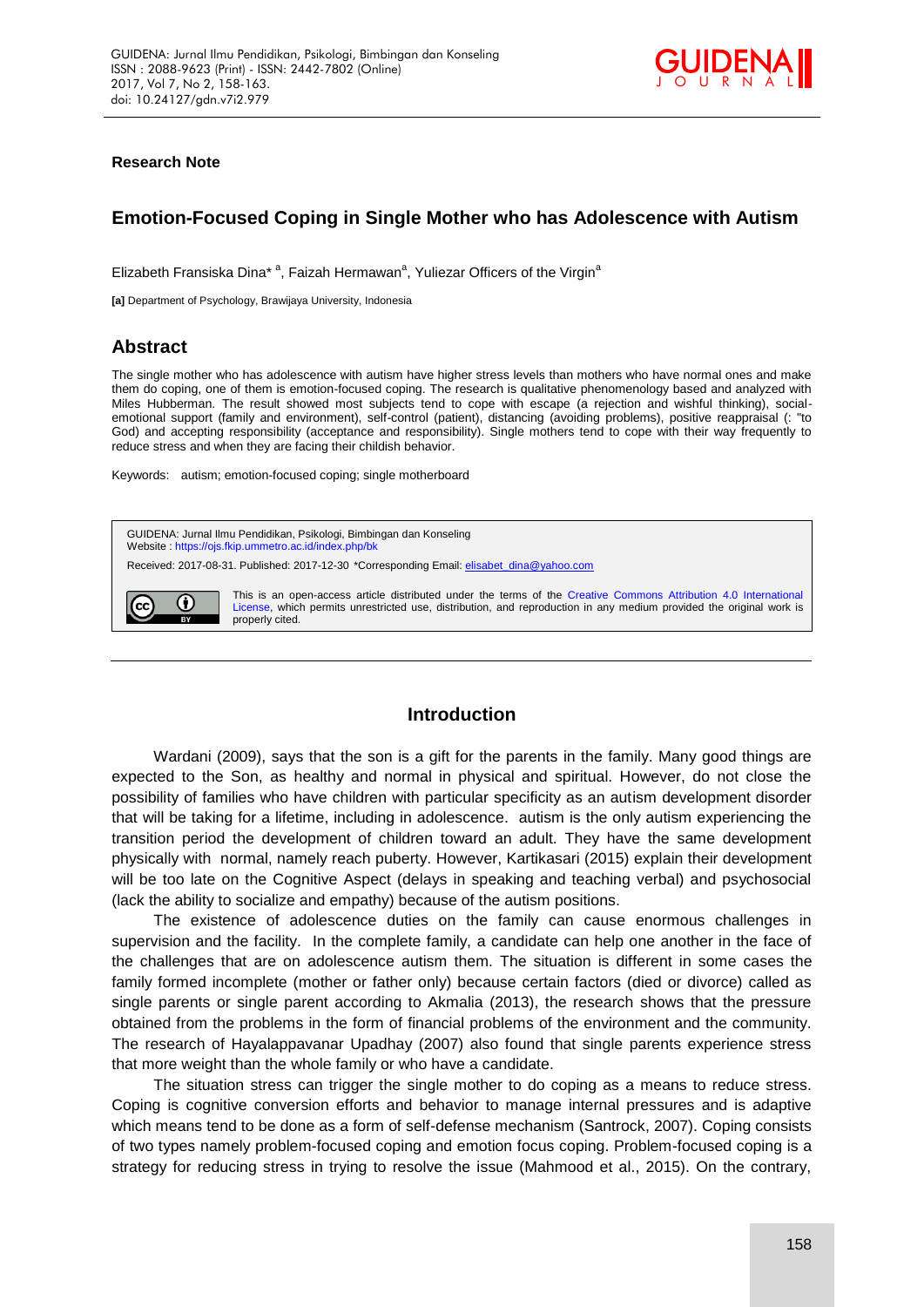**Research Note**

# Emotion-Focused Coping in Single Mother who has Adolescence with Autism

Elizabeth Fransiska Dina* [a], Faizah Hermawan[a], Yuliezar Officers of the Virgin[a]

**[a]** Department of Psychology, Brawijaya University, Indonesia

## Abstract

The single mother who has adolescence with autism have higher stress levels than mothers who have normal ones and make them do coping, one of them is emotion-focused coping. The research is qualitative phenomenology based and analyzed with Miles Hubberman. The result showed most subjects tend to cope with escape (a rejection and wishful thinking), social-emotional support (family and environment), self-control (patient), distancing (avoiding problems), positive reappraisal (: "to God) and accepting responsibility (acceptance and responsibility). Single mothers tend to cope with their way frequently to reduce stress and when they are facing their childish behavior.

Keywords: autism; emotion-focused coping; single motherboard

GUIDENA: Jurnal Ilmu Pendidikan, Psikologi, Bimbingan dan Konseling
Website : https://ojs.fkip.ummetro.ac.id/index.php/bk

Received: 2017-08-31. Published: 2017-12-30 *Corresponding Email: elisabet_dina@yahoo.com

This is an open-access article distributed under the terms of the Creative Commons Attribution 4.0 International License, which permits unrestricted use, distribution, and reproduction in any medium provided the original work is properly cited.

## Introduction

Wardani (2009), says that the son is a gift for the parents in the family. Many good things are expected to the Son, as healthy and normal in physical and spiritual. However, do not close the possibility of families who have children with particular specificity as an autism development disorder that will be taking for a lifetime, including in adolescence. autism is the only autism experiencing the transition period the development of children toward an adult. They have the same development physically with normal, namely reach puberty. However, Kartikasari (2015) explain their development will be too late on the Cognitive Aspect (delays in speaking and teaching verbal) and psychosocial (lack the ability to socialize and empathy) because of the autism positions.

The existence of adolescence duties on the family can cause enormous challenges in supervision and the facility. In the complete family, a candidate can help one another in the face of the challenges that are on adolescence autism them. The situation is different in some cases the family formed incomplete (mother or father only) because certain factors (died or divorce) called as single parents or single parent according to Akmalia (2013), the research shows that the pressure obtained from the problems in the form of financial problems of the environment and the community. The research of Hayalappavanar Upadhay (2007) also found that single parents experience stress that more weight than the whole family or who have a candidate.

The situation stress can trigger the single mother to do coping as a means to reduce stress. Coping is cognitive conversion efforts and behavior to manage internal pressures and is adaptive which means tend to be done as a form of self-defense mechanism (Santrock, 2007). Coping consists of two types namely problem-focused coping and emotion focus coping. Problem-focused coping is a strategy for reducing stress in trying to resolve the issue (Mahmood et al., 2015). On the contrary,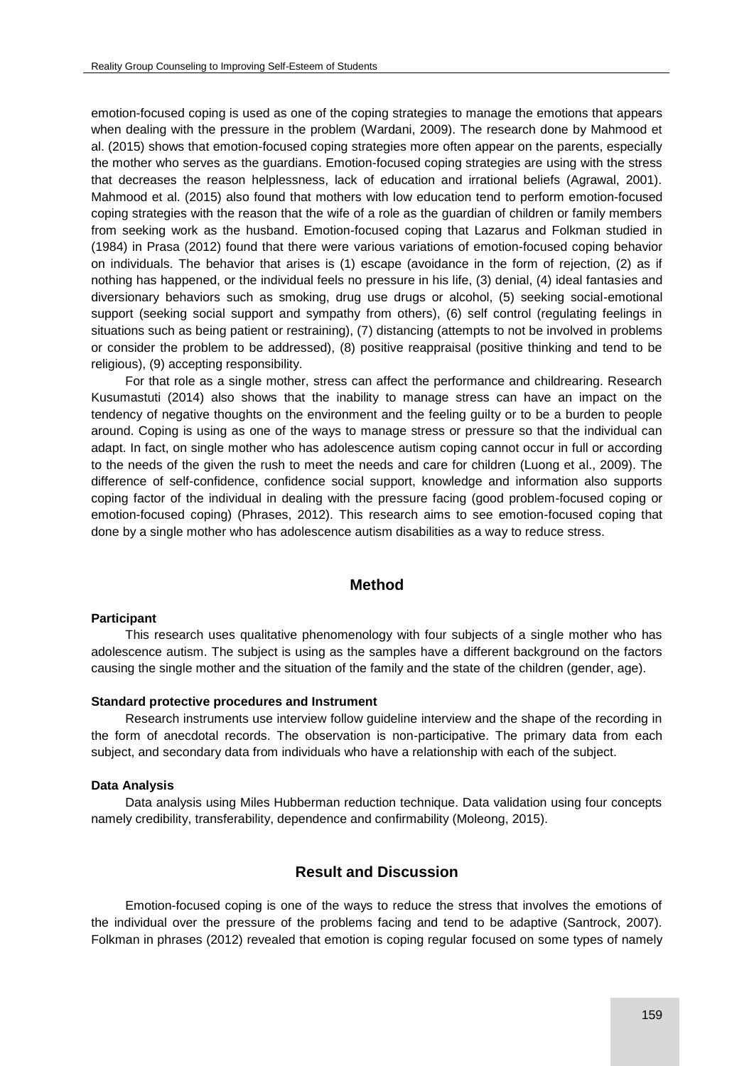emotion-focused coping is used as one of the coping strategies to manage the emotions that appears when dealing with the pressure in the problem (Wardani, 2009). The research done by Mahmood et al. (2015) shows that emotion-focused coping strategies more often appear on the parents, especially the mother who serves as the guardians. Emotion-focused coping strategies are using with the stress that decreases the reason helplessness, lack of education and irrational beliefs (Agrawal, 2001). Mahmood et al. (2015) also found that mothers with low education tend to perform emotion-focused coping strategies with the reason that the wife of a role as the guardian of children or family members from seeking work as the husband. Emotion-focused coping that Lazarus and Folkman studied in (1984) in Prasa (2012) found that there were various variations of emotion-focused coping behavior on individuals. The behavior that arises is (1) escape (avoidance in the form of rejection, (2) as if nothing has happened, or the individual feels no pressure in his life, (3) denial, (4) ideal fantasies and diversionary behaviors such as smoking, drug use drugs or alcohol, (5) seeking social-emotional support (seeking social support and sympathy from others), (6) self control (regulating feelings in situations such as being patient or restraining), (7) distancing (attempts to not be involved in problems or consider the problem to be addressed), (8) positive reappraisal (positive thinking and tend to be religious), (9) accepting responsibility.

For that role as a single mother, stress can affect the performance and childrearing. Research Kusumastuti (2014) also shows that the inability to manage stress can have an impact on the tendency of negative thoughts on the environment and the feeling guilty or to be a burden to people around. Coping is using as one of the ways to manage stress or pressure so that the individual can adapt. In fact, on single mother who has adolescence autism coping cannot occur in full or according to the needs of the given the rush to meet the needs and care for children (Luong et al., 2009). The difference of self-confidence, confidence social support, knowledge and information also supports coping factor of the individual in dealing with the pressure facing (good problem-focused coping or emotion-focused coping) (Phrases, 2012). This research aims to see emotion-focused coping that done by a single mother who has adolescence autism disabilities as a way to reduce stress.

## Method

### Participant

This research uses qualitative phenomenology with four subjects of a single mother who has adolescence autism. The subject is using as the samples have a different background on the factors causing the single mother and the situation of the family and the state of the children (gender, age).

### Standard protective procedures and Instrument

Research instruments use interview follow guideline interview and the shape of the recording in the form of anecdotal records. The observation is non-participative. The primary data from each subject, and secondary data from individuals who have a relationship with each of the subject.

### Data Analysis

Data analysis using Miles Hubberman reduction technique. Data validation using four concepts namely credibility, transferability, dependence and confirmability (Moleong, 2015).

## Result and Discussion

Emotion-focused coping is one of the ways to reduce the stress that involves the emotions of the individual over the pressure of the problems facing and tend to be adaptive (Santrock, 2007). Folkman in phrases (2012) revealed that emotion is coping regular focused on some types of namely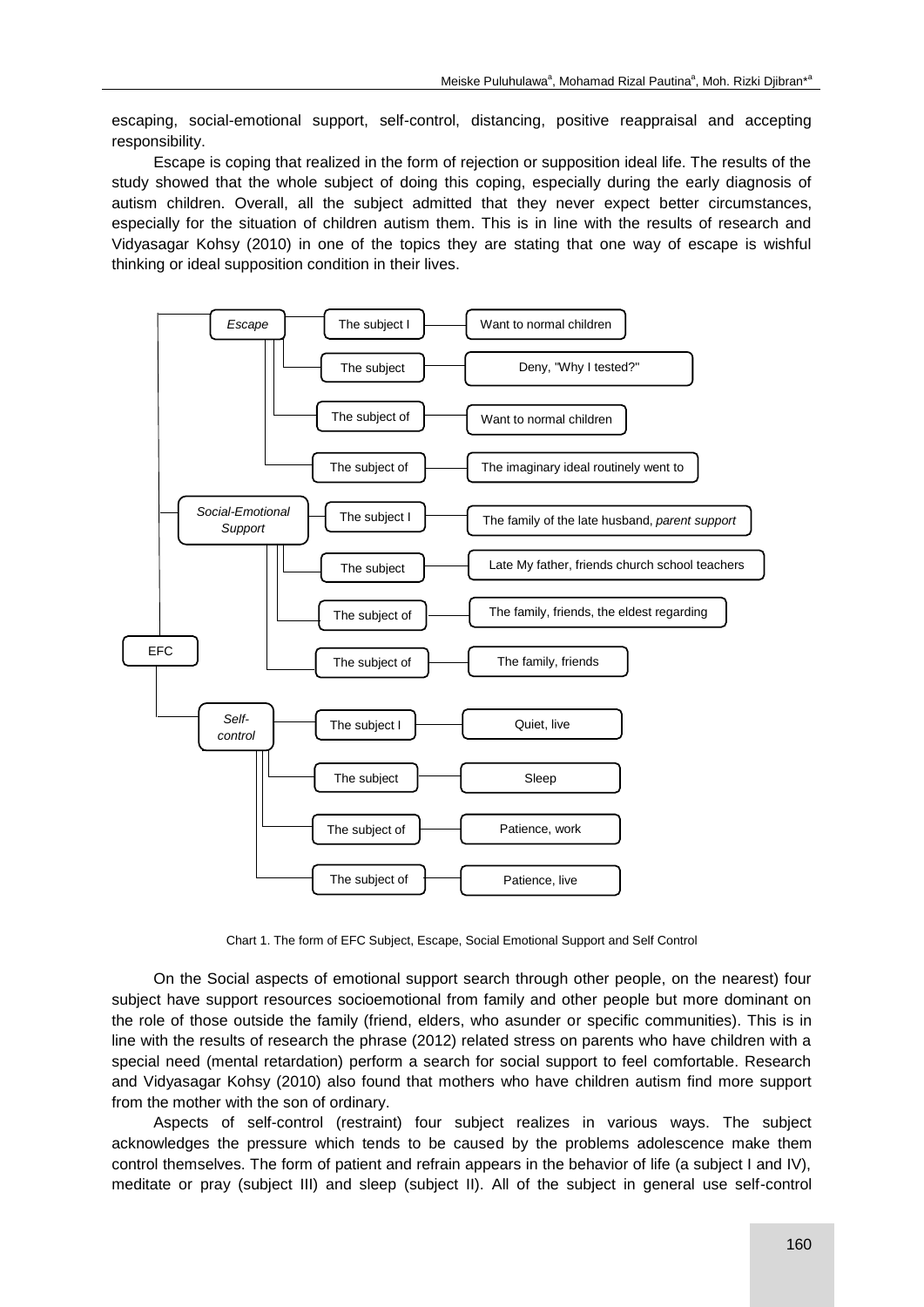escaping, social-emotional support, self-control, distancing, positive reappraisal and accepting responsibility.

Escape is coping that realized in the form of rejection or supposition ideal life. The results of the study showed that the whole subject of doing this coping, especially during the early diagnosis of autism children. Overall, all the subject admitted that they never expect better circumstances, especially for the situation of children autism them. This is in line with the results of research and Vidyasagar Kohsy (2010) in one of the topics they are stating that one way of escape is wishful thinking or ideal supposition condition in their lives.

EFC

- *Escape*
  - The subject I — Want to normal children
  - The subject — Deny, "Why I tested?"
  - The subject of — Want to normal children
  - The subject of — The imaginary ideal routinely went to
- *Social-Emotional Support*
  - The subject I — The family of the late husband, *parent support*
  - The subject — Late My father, friends church school teachers
  - The subject of — The family, friends, the eldest regarding
  - The subject of — The family, friends
- *Self-control*
  - The subject I — Quiet, live
  - The subject — Sleep
  - The subject of — Patience, work
  - The subject of — Patience, live

Chart 1. The form of EFC Subject, Escape, Social Emotional Support and Self Control

On the Social aspects of emotional support search through other people, on the nearest) four subject have support resources socioemotional from family and other people but more dominant on the role of those outside the family (friend, elders, who asunder or specific communities). This is in line with the results of research the phrase (2012) related stress on parents who have children with a special need (mental retardation) perform a search for social support to feel comfortable. Research and Vidyasagar Kohsy (2010) also found that mothers who have children autism find more support from the mother with the son of ordinary.

Aspects of self-control (restraint) four subject realizes in various ways. The subject acknowledges the pressure which tends to be caused by the problems adolescence make them control themselves. The form of patient and refrain appears in the behavior of life (a subject I and IV), meditate or pray (subject III) and sleep (subject II). All of the subject in general use self-control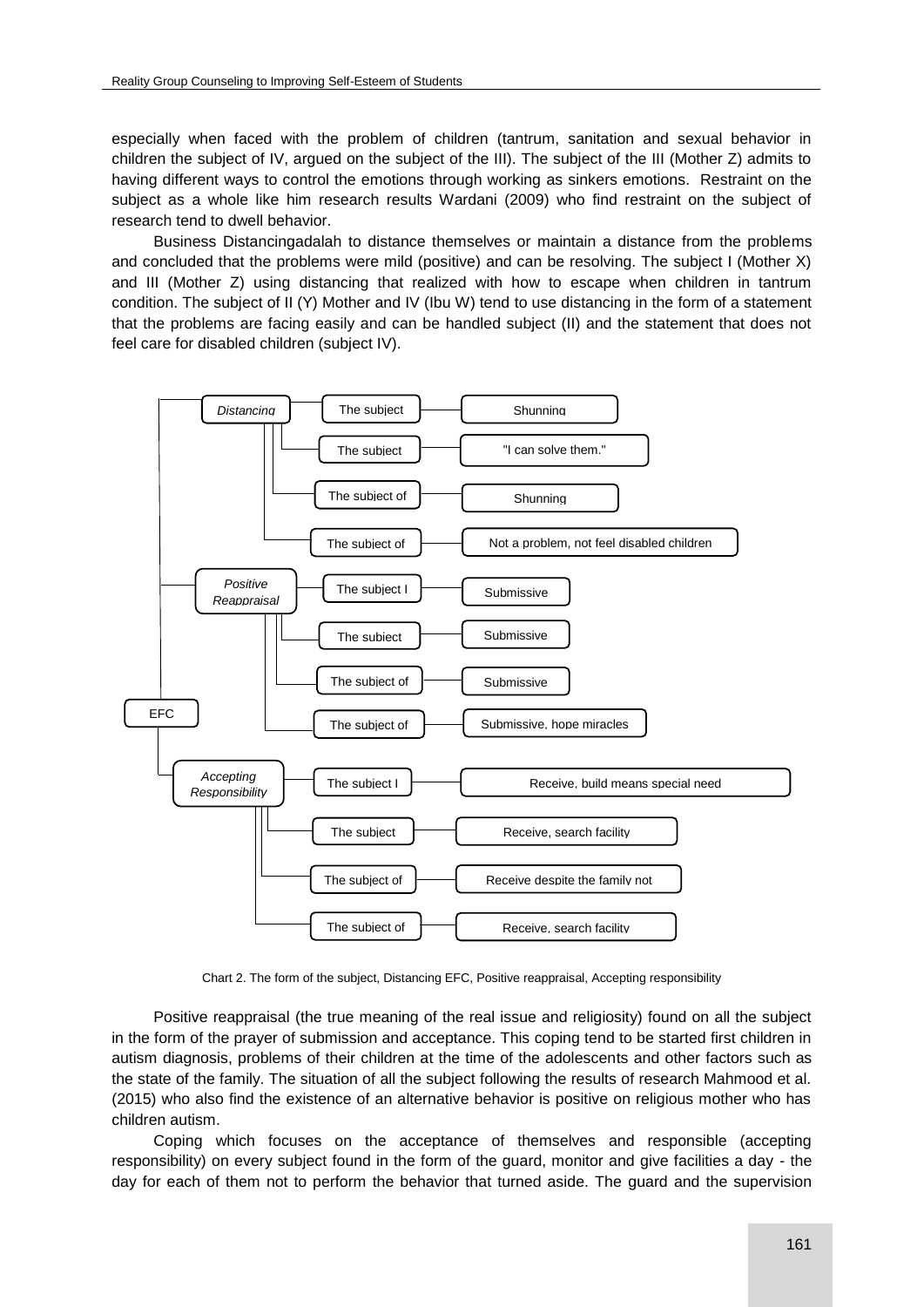especially when faced with the problem of children (tantrum, sanitation and sexual behavior in children the subject of IV, argued on the subject of the III). The subject of the III (Mother Z) admits to having different ways to control the emotions through working as sinkers emotions. Restraint on the subject as a whole like him research results Wardani (2009) who find restraint on the subject of research tend to dwell behavior.

Business Distancingadalah to distance themselves or maintain a distance from the problems and concluded that the problems were mild (positive) and can be resolving. The subject I (Mother X) and III (Mother Z) using distancing that realized with how to escape when children in tantrum condition. The subject of II (Y) Mother and IV (Ibu W) tend to use distancing in the form of a statement that the problems are facing easily and can be handled subject (II) and the statement that does not feel care for disabled children (subject IV).

- EFC
  - *Distancing*
    - The subject — Shunning
    - The subject — "I can solve them."
    - The subject of — Shunning
    - The subject of — Not a problem, not feel disabled children
  - *Positive Reappraisal*
    - The subject I — Submissive
    - The subject — Submissive
    - The subject of — Submissive
    - The subject of — Submissive, hope miracles
  - *Accepting Responsibility*
    - The subject I — Receive, build means special need
    - The subject — Receive, search facility
    - The subject of — Receive despite the family not
    - The subject of — Receive, search facility

Chart 2. The form of the subject, Distancing EFC, Positive reappraisal, Accepting responsibility

Positive reappraisal (the true meaning of the real issue and religiosity) found on all the subject in the form of the prayer of submission and acceptance. This coping tend to be started first children in autism diagnosis, problems of their children at the time of the adolescents and other factors such as the state of the family. The situation of all the subject following the results of research Mahmood et al. (2015) who also find the existence of an alternative behavior is positive on religious mother who has children autism.

Coping which focuses on the acceptance of themselves and responsible (accepting responsibility) on every subject found in the form of the guard, monitor and give facilities a day - the day for each of them not to perform the behavior that turned aside. The guard and the supervision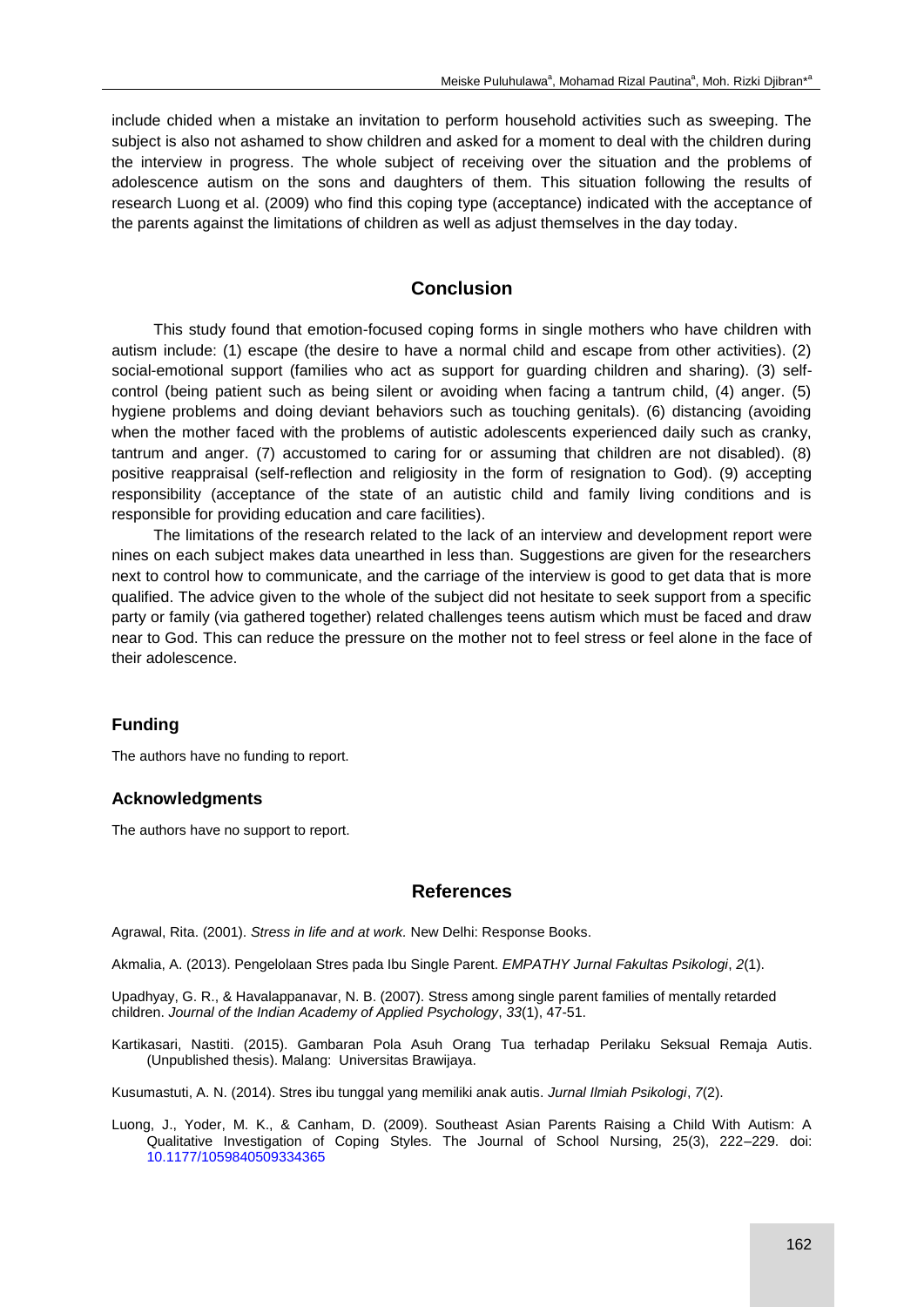include chided when a mistake an invitation to perform household activities such as sweeping. The subject is also not ashamed to show children and asked for a moment to deal with the children during the interview in progress. The whole subject of receiving over the situation and the problems of adolescence autism on the sons and daughters of them. This situation following the results of research Luong et al. (2009) who find this coping type (acceptance) indicated with the acceptance of the parents against the limitations of children as well as adjust themselves in the day today.

## Conclusion

This study found that emotion-focused coping forms in single mothers who have children with autism include: (1) escape (the desire to have a normal child and escape from other activities). (2) social-emotional support (families who act as support for guarding children and sharing). (3) self-control (being patient such as being silent or avoiding when facing a tantrum child, (4) anger. (5) hygiene problems and doing deviant behaviors such as touching genitals). (6) distancing (avoiding when the mother faced with the problems of autistic adolescents experienced daily such as cranky, tantrum and anger. (7) accustomed to caring for or assuming that children are not disabled). (8) positive reappraisal (self-reflection and religiosity in the form of resignation to God). (9) accepting responsibility (acceptance of the state of an autistic child and family living conditions and is responsible for providing education and care facilities).

The limitations of the research related to the lack of an interview and development report were nines on each subject makes data unearthed in less than. Suggestions are given for the researchers next to control how to communicate, and the carriage of the interview is good to get data that is more qualified. The advice given to the whole of the subject did not hesitate to seek support from a specific party or family (via gathered together) related challenges teens autism which must be faced and draw near to God. This can reduce the pressure on the mother not to feel stress or feel alone in the face of their adolescence.

### Funding

The authors have no funding to report.

### Acknowledgments

The authors have no support to report.

## References

Agrawal, Rita. (2001). *Stress in life and at work.* New Delhi: Response Books.

Akmalia, A. (2013). Pengelolaan Stres pada Ibu Single Parent. *EMPATHY Jurnal Fakultas Psikologi*, *2*(1).

Upadhyay, G. R., & Havalappanavar, N. B. (2007). Stress among single parent families of mentally retarded children. *Journal of the Indian Academy of Applied Psychology*, *33*(1), 47-51.

Kartikasari, Nastiti. (2015). Gambaran Pola Asuh Orang Tua terhadap Perilaku Seksual Remaja Autis. (Unpublished thesis). Malang: Universitas Brawijaya.

Kusumastuti, A. N. (2014). Stres ibu tunggal yang memiliki anak autis. *Jurnal Ilmiah Psikologi*, *7*(2).

Luong, J., Yoder, M. K., & Canham, D. (2009). Southeast Asian Parents Raising a Child With Autism: A Qualitative Investigation of Coping Styles. The Journal of School Nursing, 25(3), 222–229. doi: 10.1177/1059840509334365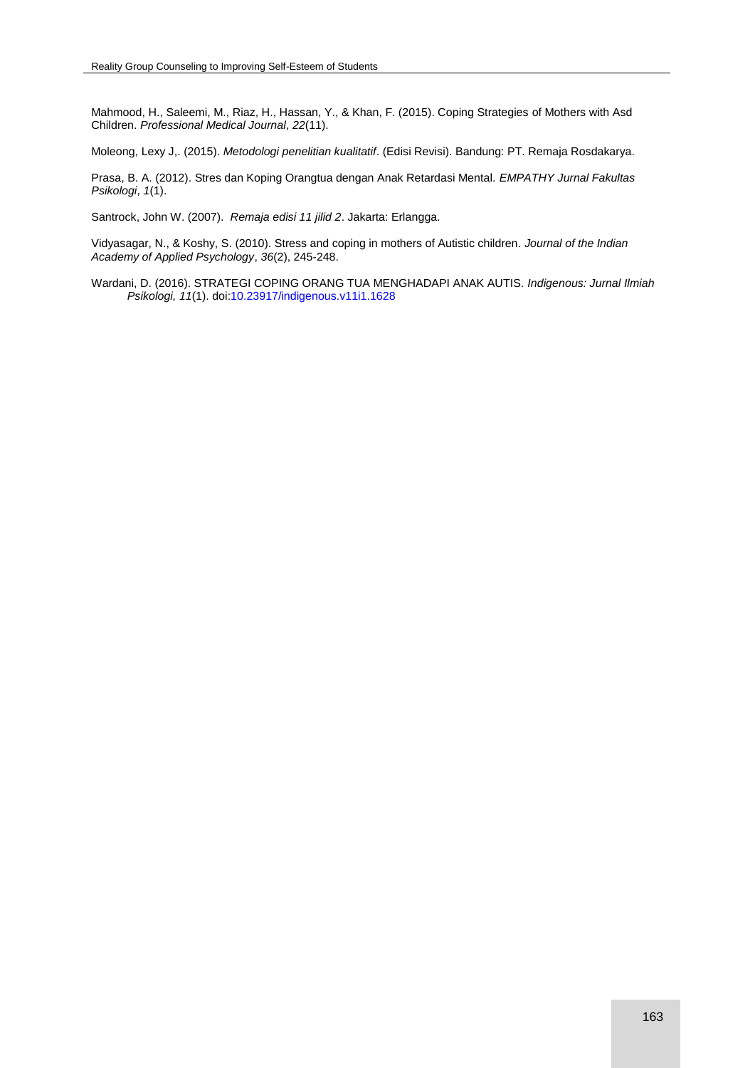Mahmood, H., Saleemi, M., Riaz, H., Hassan, Y., & Khan, F. (2015). Coping Strategies of Mothers with Asd Children. *Professional Medical Journal*, *22*(11).

Moleong, Lexy J,. (2015). *Metodologi penelitian kualitatif*. (Edisi Revisi). Bandung: PT. Remaja Rosdakarya.

Prasa, B. A. (2012). Stres dan Koping Orangtua dengan Anak Retardasi Mental. *EMPATHY Jurnal Fakultas Psikologi*, *1*(1).

Santrock, John W. (2007). *Remaja edisi 11 jilid 2*. Jakarta: Erlangga.

Vidyasagar, N., & Koshy, S. (2010). Stress and coping in mothers of Autistic children. *Journal of the Indian Academy of Applied Psychology*, *36*(2), 245-248.

Wardani, D. (2016). STRATEGI COPING ORANG TUA MENGHADAPI ANAK AUTIS. *Indigenous: Jurnal Ilmiah Psikologi, 11*(1). doi:10.23917/indigenous.v11i1.1628